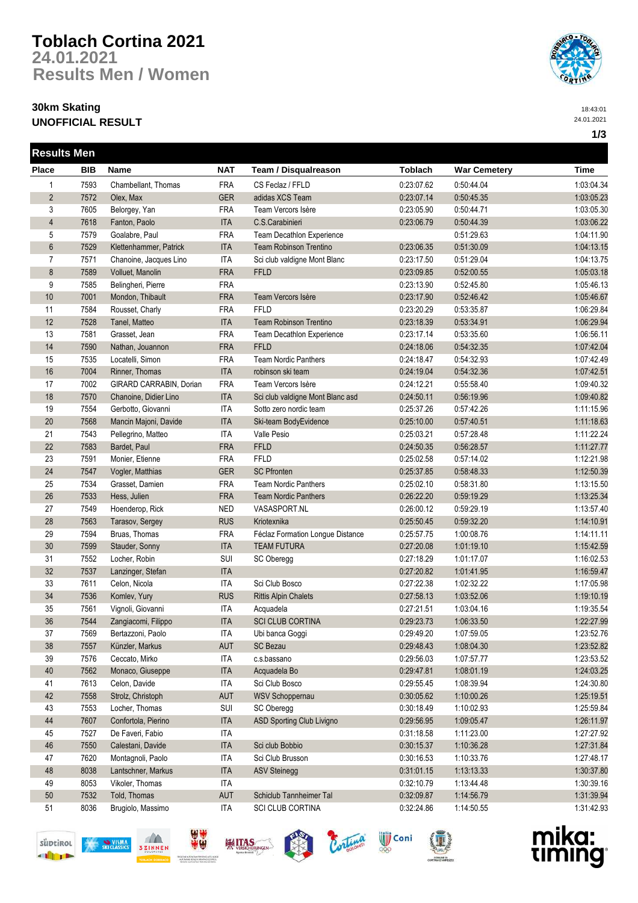# Toblach Cortina 2021

## 24.01.2021

## Results Men / Women

### 30km Skating

### UNOFFICIAL RESULT

18:43:01
24.01.2021

## Results Men

| Place | BIB | Name | NAT | Team / Disqualreason | Toblach | War Cemetery | Time |
|---|---|---|---|---|---|---|---|
| 1 | 7593 | Chambellant, Thomas | FRA | CS Feclaz / FFLD | 0:23:07.62 | 0:50:44.04 | 1:03:04.34 |
| 2 | 7572 | Olex, Max | GER | adidas XCS Team | 0:23:07.14 | 0:50:45.35 | 1:03:05.23 |
| 3 | 7605 | Belorgey, Yan | FRA | Team Vercors Isère | 0:23:05.90 | 0:50:44.71 | 1:03:05.30 |
| 4 | 7618 | Fanton, Paolo | ITA | C.S.Carabinieri | 0:23:06.79 | 0:50:44.39 | 1:03:06.22 |
| 5 | 7579 | Goalabre, Paul | FRA | Team Decathlon Experience | | 0:51:29.63 | 1:04:11.90 |
| 6 | 7529 | Klettenhammer, Patrick | ITA | Team Robinson Trentino | 0:23:06.35 | 0:51:30.09 | 1:04:13.15 |
| 7 | 7571 | Chanoine, Jacques Lino | ITA | Sci club valdigne Mont Blanc | 0:23:17.50 | 0:51:29.04 | 1:04:13.75 |
| 8 | 7589 | Volluet, Manolin | FRA | FFLD | 0:23:09.85 | 0:52:00.55 | 1:05:03.18 |
| 9 | 7585 | Belingheri, Pierre | FRA | | 0:23:13.90 | 0:52:45.80 | 1:05:46.13 |
| 10 | 7001 | Mondon, Thibault | FRA | Team Vercors Isère | 0:23:17.90 | 0:52:46.42 | 1:05:46.67 |
| 11 | 7584 | Rousset, Charly | FRA | FFLD | 0:23:20.29 | 0:53:35.87 | 1:06:29.84 |
| 12 | 7528 | Tanel, Matteo | ITA | Team Robinson Trentino | 0:23:18.39 | 0:53:34.91 | 1:06:29.94 |
| 13 | 7581 | Grasset, Jean | FRA | Team Decathlon Experience | 0:23:17.14 | 0:53:35.60 | 1:06:56.11 |
| 14 | 7590 | Nathan, Jouannon | FRA | FFLD | 0:24:18.06 | 0:54:32.35 | 1:07:42.04 |
| 15 | 7535 | Locatelli, Simon | FRA | Team Nordic Panthers | 0:24:18.47 | 0:54:32.93 | 1:07:42.49 |
| 16 | 7004 | Rinner, Thomas | ITA | robinson ski team | 0:24:19.04 | 0:54:32.36 | 1:07:42.51 |
| 17 | 7002 | GIRARD CARRABIN, Dorian | FRA | Team Vercors Isère | 0:24:12.21 | 0:55:58.40 | 1:09:40.32 |
| 18 | 7570 | Chanoine, Didier Lino | ITA | Sci club valdigne Mont Blanc asd | 0:24:50.11 | 0:56:19.96 | 1:09:40.82 |
| 19 | 7554 | Gerbotto, Giovanni | ITA | Sotto zero nordic team | 0:25:37.26 | 0:57:42.26 | 1:11:15.96 |
| 20 | 7568 | Mancin Majoni, Davide | ITA | Ski-team BodyEvidence | 0:25:10.00 | 0:57:40.51 | 1:11:18.63 |
| 21 | 7543 | Pellegrino, Matteo | ITA | Valle Pesio | 0:25:03.21 | 0:57:28.48 | 1:11:22.24 |
| 22 | 7583 | Bardet, Paul | FRA | FFLD | 0:24:50.35 | 0:56:28.57 | 1:11:27.77 |
| 23 | 7591 | Monier, Etienne | FRA | FFLD | 0:25:02.58 | 0:57:14.02 | 1:12:21.98 |
| 24 | 7547 | Vogler, Matthias | GER | SC Pfronten | 0:25:37.85 | 0:58:48.33 | 1:12:50.39 |
| 25 | 7534 | Grasset, Damien | FRA | Team Nordic Panthers | 0:25:02.10 | 0:58:31.80 | 1:13:15.50 |
| 26 | 7533 | Hess, Julien | FRA | Team Nordic Panthers | 0:26:22.20 | 0:59:19.29 | 1:13:25.34 |
| 27 | 7549 | Hoenderop, Rick | NED | VASASPORT.NL | 0:26:00.12 | 0:59:29.19 | 1:13:57.40 |
| 28 | 7563 | Tarasov, Sergey | RUS | Kriotexnika | 0:25:50.45 | 0:59:32.20 | 1:14:10.91 |
| 29 | 7594 | Bruas, Thomas | FRA | Féclaz Formation Longue Distance | 0:25:57.75 | 1:00:08.76 | 1:14:11.11 |
| 30 | 7599 | Stauder, Sonny | ITA | TEAM FUTURA | 0:27:20.08 | 1:01:19.10 | 1:15:42.59 |
| 31 | 7552 | Locher, Robin | SUI | SC Oberegg | 0:27:18.29 | 1:01:17.07 | 1:16:02.53 |
| 32 | 7537 | Lanzinger, Stefan | ITA | | 0:27:20.82 | 1:01:41.95 | 1:16:59.47 |
| 33 | 7611 | Celon, Nicola | ITA | Sci Club Bosco | 0:27:22.38 | 1:02:32.22 | 1:17:05.98 |
| 34 | 7536 | Komlev, Yury | RUS | Rittis Alpin Chalets | 0:27:58.13 | 1:03:52.06 | 1:19:10.19 |
| 35 | 7561 | Vignoli, Giovanni | ITA | Acquadela | 0:27:21.51 | 1:03:04.16 | 1:19:35.54 |
| 36 | 7544 | Zangiacomi, Filippo | ITA | SCI CLUB CORTINA | 0:29:23.73 | 1:06:33.50 | 1:22:27.99 |
| 37 | 7569 | Bertazzoni, Paolo | ITA | Ubi banca Goggi | 0:29:49.20 | 1:07:59.05 | 1:23:52.76 |
| 38 | 7557 | Künzler, Markus | AUT | SC Bezau | 0:29:48.43 | 1:08:04.30 | 1:23:52.82 |
| 39 | 7576 | Ceccato, Mirko | ITA | c.s.bassano | 0:29:56.03 | 1:07:57.77 | 1:23:53.52 |
| 40 | 7562 | Monaco, Giuseppe | ITA | Acquadela Bo | 0:29:47.81 | 1:08:01.19 | 1:24:03.25 |
| 41 | 7613 | Celon, Davide | ITA | Sci Club Bosco | 0:29:55.45 | 1:08:39.94 | 1:24:30.80 |
| 42 | 7558 | Strolz, Christoph | AUT | WSV Schoppernau | 0:30:05.62 | 1:10:00.26 | 1:25:19.51 |
| 43 | 7553 | Locher, Thomas | SUI | SC Oberegg | 0:30:18.49 | 1:10:02.93 | 1:25:59.84 |
| 44 | 7607 | Confortola, Pierino | ITA | ASD Sporting Club Livigno | 0:29:56.95 | 1:09:05.47 | 1:26:11.97 |
| 45 | 7527 | De Faveri, Fabio | ITA | | 0:31:18.58 | 1:11:23.00 | 1:27:27.92 |
| 46 | 7550 | Calestani, Davide | ITA | Sci club Bobbio | 0:30:15.37 | 1:10:36.28 | 1:27:31.84 |
| 47 | 7620 | Montagnoli, Paolo | ITA | Sci Club Brusson | 0:30:16.53 | 1:10:33.76 | 1:27:48.17 |
| 48 | 8038 | Lantschner, Markus | ITA | ASV Steinegg | 0:31:01.15 | 1:13:13.33 | 1:30:37.80 |
| 49 | 8053 | Vikoler, Thomas | ITA | | 0:32:10.79 | 1:13:44.48 | 1:30:39.16 |
| 50 | 7532 | Told, Thomas | AUT | Schiclub Tannheimer Tal | 0:32:09.87 | 1:14:56.79 | 1:31:39.94 |
| 51 | 8036 | Brugiolo, Massimo | ITA | SCI CLUB CORTINA | 0:32:24.86 | 1:14:50.55 | 1:31:42.93 |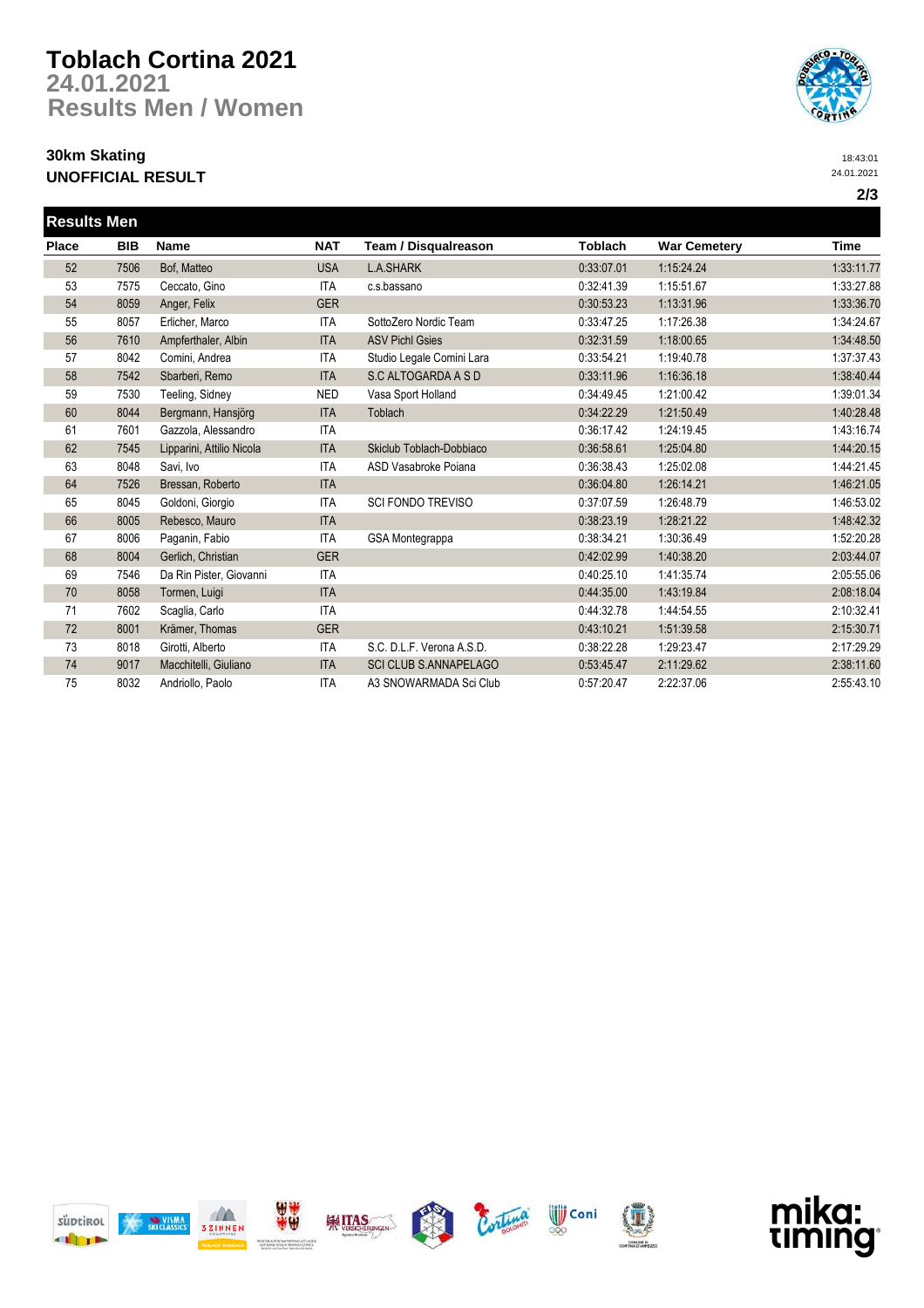# Toblach Cortina 2021

## 24.01.2021

## Results Men / Women

### 30km Skating

### UNOFFICIAL RESULT

18:43:01
24.01.2021

## Results Men

| Place | BIB | Name | NAT | Team / Disqualreason | Toblach | War Cemetery | Time |
|---|---|---|---|---|---|---|---|
| 52 | 7506 | Bof, Matteo | USA | L.A.SHARK | 0:33:07.01 | 1:15:24.24 | 1:33:11.77 |
| 53 | 7575 | Ceccato, Gino | ITA | c.s.bassano | 0:32:41.39 | 1:15:51.67 | 1:33:27.88 |
| 54 | 8059 | Anger, Felix | GER | | 0:30:53.23 | 1:13:31.96 | 1:33:36.70 |
| 55 | 8057 | Erlicher, Marco | ITA | SottoZero Nordic Team | 0:33:47.25 | 1:17:26.38 | 1:34:24.67 |
| 56 | 7610 | Ampferthaler, Albin | ITA | ASV Pichl Gsies | 0:32:31.59 | 1:18:00.65 | 1:34:48.50 |
| 57 | 8042 | Comini, Andrea | ITA | Studio Legale Comini Lara | 0:33:54.21 | 1:19:40.78 | 1:37:37.43 |
| 58 | 7542 | Sbarberi, Remo | ITA | S.C ALTOGARDA A S D | 0:33:11.96 | 1:16:36.18 | 1:38:40.44 |
| 59 | 7530 | Teeling, Sidney | NED | Vasa Sport Holland | 0:34:49.45 | 1:21:00.42 | 1:39:01.34 |
| 60 | 8044 | Bergmann, Hansjörg | ITA | Toblach | 0:34:22.29 | 1:21:50.49 | 1:40:28.48 |
| 61 | 7601 | Gazzola, Alessandro | ITA | | 0:36:17.42 | 1:24:19.45 | 1:43:16.74 |
| 62 | 7545 | Lipparini, Attilio Nicola | ITA | Skiclub Toblach-Dobbiaco | 0:36:58.61 | 1:25:04.80 | 1:44:20.15 |
| 63 | 8048 | Savi, Ivo | ITA | ASD Vasabroke Poiana | 0:36:38.43 | 1:25:02.08 | 1:44:21.45 |
| 64 | 7526 | Bressan, Roberto | ITA | | 0:36:04.80 | 1:26:14.21 | 1:46:21.05 |
| 65 | 8045 | Goldoni, Giorgio | ITA | SCI FONDO TREVISO | 0:37:07.59 | 1:26:48.79 | 1:46:53.02 |
| 66 | 8005 | Rebesco, Mauro | ITA | | 0:38:23.19 | 1:28:21.22 | 1:48:42.32 |
| 67 | 8006 | Paganin, Fabio | ITA | GSA Montegrappa | 0:38:34.21 | 1:30:36.49 | 1:52:20.28 |
| 68 | 8004 | Gerlich, Christian | GER | | 0:42:02.99 | 1:40:38.20 | 2:03:44.07 |
| 69 | 7546 | Da Rin Pister, Giovanni | ITA | | 0:40:25.10 | 1:41:35.74 | 2:05:55.06 |
| 70 | 8058 | Tormen, Luigi | ITA | | 0:44:35.00 | 1:43:19.84 | 2:08:18.04 |
| 71 | 7602 | Scaglia, Carlo | ITA | | 0:44:32.78 | 1:44:54.55 | 2:10:32.41 |
| 72 | 8001 | Krämer, Thomas | GER | | 0:43:10.21 | 1:51:39.58 | 2:15:30.71 |
| 73 | 8018 | Girotti, Alberto | ITA | S.C. D.L.F. Verona A.S.D. | 0:38:22.28 | 1:29:23.47 | 2:17:29.29 |
| 74 | 9017 | Macchitelli, Giuliano | ITA | SCI CLUB S.ANNAPELAGO | 0:53:45.47 | 2:11:29.62 | 2:38:11.60 |
| 75 | 8032 | Andriollo, Paolo | ITA | A3 SNOWARMADA Sci Club | 0:57:20.47 | 2:22:37.06 | 2:55:43.10 |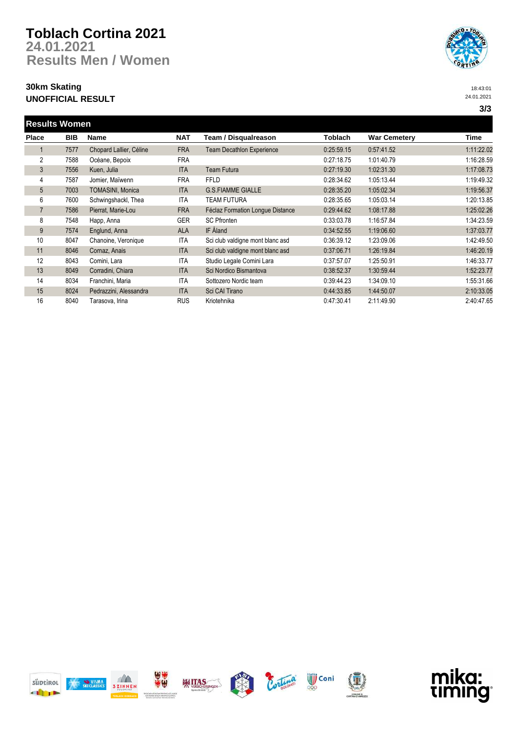# Toblach Cortina 2021

**24.01.2021**

**Results Men / Women**

**30km Skating**

**UNOFFICIAL RESULT**

18:43:01
24.01.2021

## Results Women

| Place | BIB | Name | NAT | Team / Disqualreason | Toblach | War Cemetery | Time |
|---|---|---|---|---|---|---|---|
| 1 | 7577 | Chopard Lallier, Céline | FRA | Team Decathlon Experience | 0:25:59.15 | 0:57:41.52 | 1:11:22.02 |
| 2 | 7588 | Océane, Bepoix | FRA | | 0:27:18.75 | 1:01:40.79 | 1:16:28.59 |
| 3 | 7556 | Kuen, Julia | ITA | Team Futura | 0:27:19.30 | 1:02:31.30 | 1:17:08.73 |
| 4 | 7587 | Jomier, Maïwenn | FRA | FFLD | 0:28:34.62 | 1:05:13.44 | 1:19:49.32 |
| 5 | 7003 | TOMASINI, Monica | ITA | G.S.FIAMME GIALLE | 0:28:35.20 | 1:05:02.34 | 1:19:56.37 |
| 6 | 7600 | Schwingshackl, Thea | ITA | TEAM FUTURA | 0:28:35.65 | 1:05:03.14 | 1:20:13.85 |
| 7 | 7586 | Pierrat, Marie-Lou | FRA | Féclaz Formation Longue Distance | 0:29:44.62 | 1:08:17.88 | 1:25:02.26 |
| 8 | 7548 | Happ, Anna | GER | SC Pfronten | 0:33:03.78 | 1:16:57.84 | 1:34:23.59 |
| 9 | 7574 | Englund, Anna | ALA | IF Åland | 0:34:52.55 | 1:19:06.60 | 1:37:03.77 |
| 10 | 8047 | Chanoine, Veronique | ITA | Sci club valdigne mont blanc asd | 0:36:39.12 | 1:23:09.06 | 1:42:49.50 |
| 11 | 8046 | Cornaz, Anais | ITA | Sci club valdigne mont blanc asd | 0:37:06.71 | 1:26:19.84 | 1:46:20.19 |
| 12 | 8043 | Comini, Lara | ITA | Studio Legale Comini Lara | 0:37:57.07 | 1:25:50.91 | 1:46:33.77 |
| 13 | 8049 | Corradini, Chiara | ITA | Sci Nordico Bismantova | 0:38:52.37 | 1:30:59.44 | 1:52:23.77 |
| 14 | 8034 | Franchini, Maria | ITA | Sottozero Nordic team | 0:39:44.23 | 1:34:09.10 | 1:55:31.66 |
| 15 | 8024 | Pedrazzini, Alessandra | ITA | Sci CAI Tirano | 0:44:33.85 | 1:44:50.07 | 2:10:33.05 |
| 16 | 8040 | Tarasova, Irina | RUS | Kriotehnika | 0:47:30.41 | 2:11:49.90 | 2:40:47.65 |